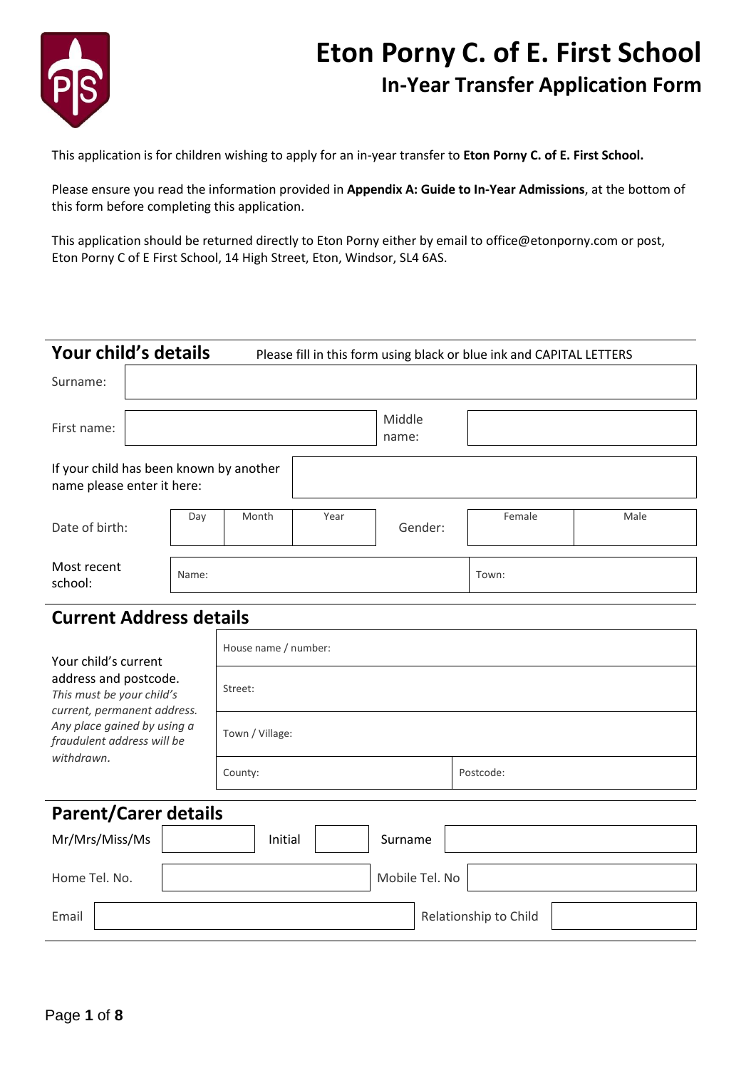# Eton Porny C. of E. First School

## In-Year Transfer Application Form

This application is for children wishing to apply for an in-year transfer to **Eton Porny C. of E. First School.**

Please ensure you read the information provided in **Appendix A: Guide to In-Year Admissions**, at the bottom of this form before completing this application.

This application should be returned directly to Eton Porny either by email to office@etonporny.com or post, Eton Porny C of E First School, 14 High Street, Eton, Windsor, SL4 6AS.

## Your child's details

Please fill in this form using black or blue ink and CAPITAL LETTERS

| | | | | | |
|---|---|---|---|---|---|
| Surname: | | | | | |
| First name: | | | Middle name: | | |
| If your child has been known by another name please enter it here: | | | | | |
| Date of birth: | Day | Month | Year | Gender: | Female / Male |
| Most recent school: | Name: | | | Town: | |

## Current Address details

| | | |
|---|---|---|
| Your child's current address and postcode. *This must be your child's current, permanent address. Any place gained by using a fraudulent address will be withdrawn.* | House name / number: | |
| | Street: | |
| | Town / Village: | |
| | County: | Postcode: |

## Parent/Carer details

| | | | | | |
|---|---|---|---|---|---|
| Mr/Mrs/Miss/Ms | | Initial | | Surname | |
| Home Tel. No. | | | | Mobile Tel. No | |
| Email | | | | Relationship to Child | |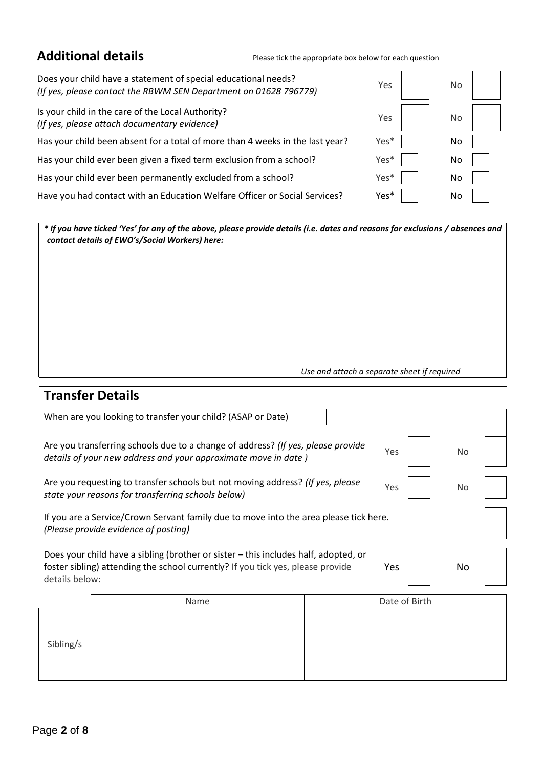## Additional details

Please tick the appropriate box below for each question

| Question | | | | |
|---|---|---|---|---|
| Does your child have a statement of special educational needs? *(If yes, please contact the RBWM SEN Department on 01628 796779)* | Yes | | No | |
| Is your child in the care of the Local Authority? *(If yes, please attach documentary evidence)* | Yes | | No | |
| Has your child been absent for a total of more than 4 weeks in the last year? | Yes* | | No | |
| Has your child ever been given a fixed term exclusion from a school? | Yes* | | No | |
| Has your child ever been permanently excluded from a school? | Yes* | | No | |
| Have you had contact with an Education Welfare Officer or Social Services? | Yes* | | No | |

***\* If you have ticked 'Yes' for any of the above, please provide details (i.e. dates and reasons for exclusions / absences and contact details of EWO's/Social Workers) here:***

*Use and attach a separate sheet if required*

## Transfer Details

| Question | | | | |
|---|---|---|---|---|
| When are you looking to transfer your child? (ASAP or Date) | | | | |
| Are you transferring schools due to a change of address? *(If yes, please provide details of your new address and your approximate move in date )* | Yes | | No | |
| Are you requesting to transfer schools but not moving address? *(If yes, please state your reasons for transferring schools below)* | Yes | | No | |
| If you are a Service/Crown Servant family due to move into the area please tick here. *(Please provide evidence of posting)* | | | | |
| Does your child have a sibling (brother or sister – this includes half, adopted, or foster sibling) attending the school currently? If you tick yes, please provide details below: | Yes | | No | |

| | Name | Date of Birth |
|---|---|---|
| Sibling/s | | |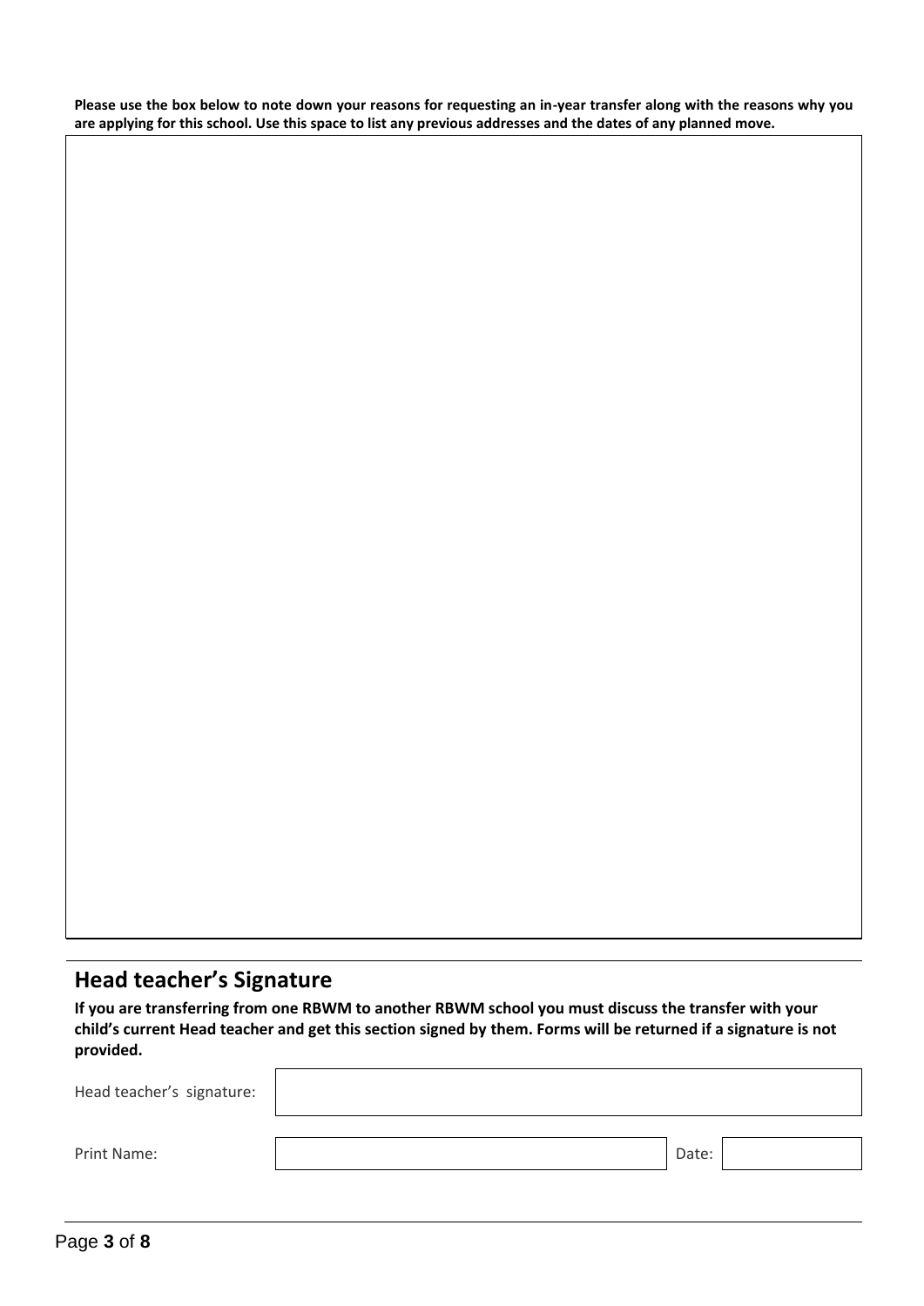**Please use the box below to note down your reasons for requesting an in-year transfer along with the reasons why you are applying for this school. Use this space to list any previous addresses and the dates of any planned move.**

## Head teacher's Signature

**If you are transferring from one RBWM to another RBWM school you must discuss the transfer with your child's current Head teacher and get this section signed by them. Forms will be returned if a signature is not provided.**

Head teacher's signature:

Print Name: Date: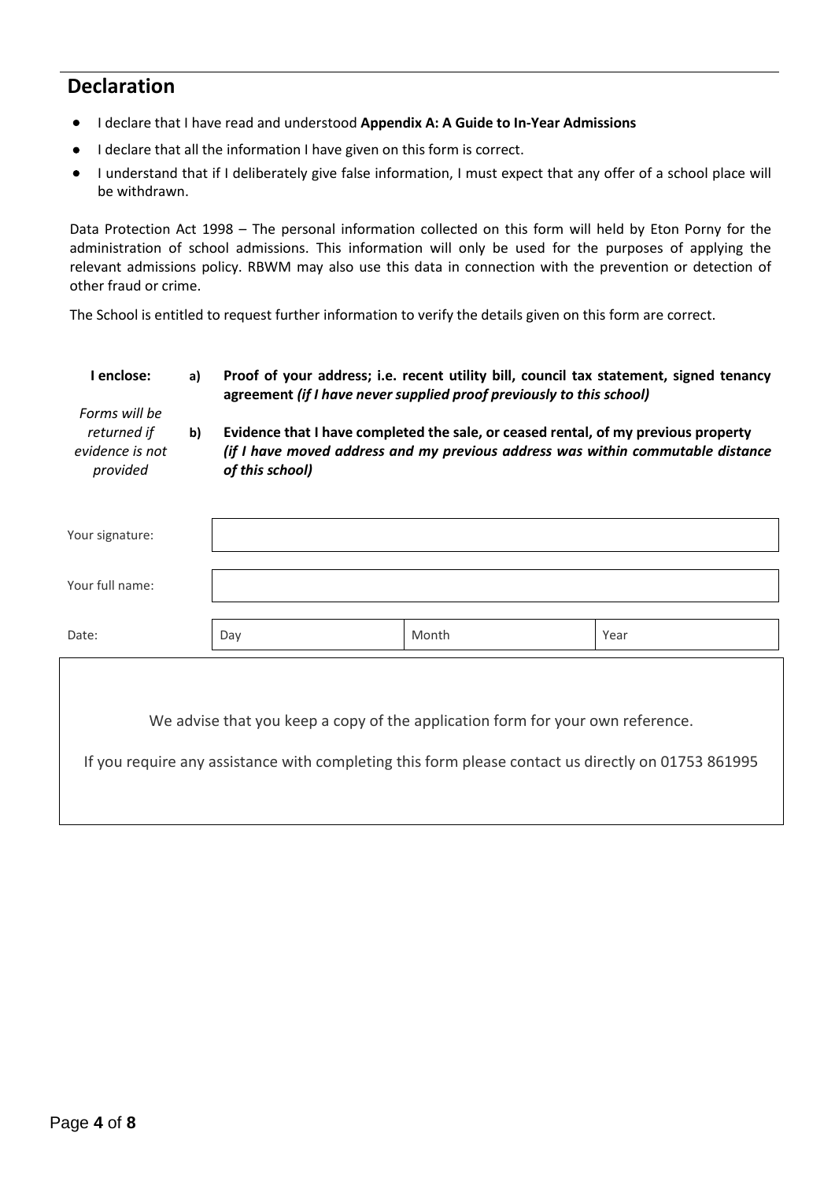## Declaration

- I declare that I have read and understood **Appendix A: A Guide to In-Year Admissions**
- I declare that all the information I have given on this form is correct.
- I understand that if I deliberately give false information, I must expect that any offer of a school place will be withdrawn.

Data Protection Act 1998 – The personal information collected on this form will held by Eton Porny for the administration of school admissions. This information will only be used for the purposes of applying the relevant admissions policy. RBWM may also use this data in connection with the prevention or detection of other fraud or crime.

The School is entitled to request further information to verify the details given on this form are correct.

**I enclose:**

*Forms will be returned if evidence is not provided*

**a)** **Proof of your address; i.e. recent utility bill, council tax statement, signed tenancy agreement** ***(if I have never supplied proof previously to this school)***

**b)** **Evidence that I have completed the sale, or ceased rental, of my previous property** ***(if I have moved address and my previous address was within commutable distance of this school)***

| | | | |
|---|---|---|---|
| Your signature: | | | |
| Your full name: | | | |
| Date: | Day | Month | Year |

We advise that you keep a copy of the application form for your own reference.

If you require any assistance with completing this form please contact us directly on 01753 861995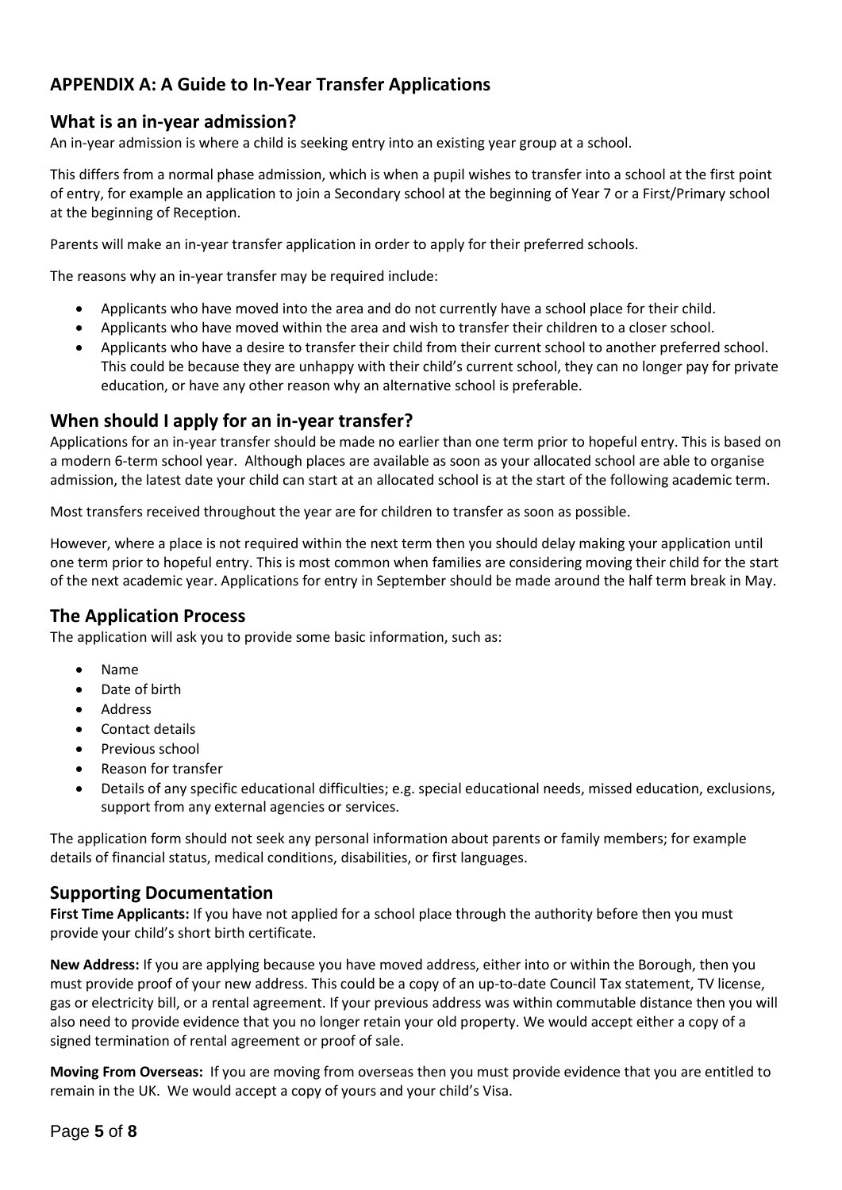## APPENDIX A: A Guide to In-Year Transfer Applications

### What is an in-year admission?

An in-year admission is where a child is seeking entry into an existing year group at a school.

This differs from a normal phase admission, which is when a pupil wishes to transfer into a school at the first point of entry, for example an application to join a Secondary school at the beginning of Year 7 or a First/Primary school at the beginning of Reception.

Parents will make an in-year transfer application in order to apply for their preferred schools.

The reasons why an in-year transfer may be required include:

- Applicants who have moved into the area and do not currently have a school place for their child.
- Applicants who have moved within the area and wish to transfer their children to a closer school.
- Applicants who have a desire to transfer their child from their current school to another preferred school. This could be because they are unhappy with their child's current school, they can no longer pay for private education, or have any other reason why an alternative school is preferable.

### When should I apply for an in-year transfer?

Applications for an in-year transfer should be made no earlier than one term prior to hopeful entry. This is based on a modern 6-term school year. Although places are available as soon as your allocated school are able to organise admission, the latest date your child can start at an allocated school is at the start of the following academic term.

Most transfers received throughout the year are for children to transfer as soon as possible.

However, where a place is not required within the next term then you should delay making your application until one term prior to hopeful entry. This is most common when families are considering moving their child for the start of the next academic year. Applications for entry in September should be made around the half term break in May.

### The Application Process

The application will ask you to provide some basic information, such as:

- Name
- Date of birth
- Address
- Contact details
- Previous school
- Reason for transfer
- Details of any specific educational difficulties; e.g. special educational needs, missed education, exclusions, support from any external agencies or services.

The application form should not seek any personal information about parents or family members; for example details of financial status, medical conditions, disabilities, or first languages.

### Supporting Documentation

**First Time Applicants:** If you have not applied for a school place through the authority before then you must provide your child's short birth certificate.

**New Address:** If you are applying because you have moved address, either into or within the Borough, then you must provide proof of your new address. This could be a copy of an up-to-date Council Tax statement, TV license, gas or electricity bill, or a rental agreement. If your previous address was within commutable distance then you will also need to provide evidence that you no longer retain your old property. We would accept either a copy of a signed termination of rental agreement or proof of sale.

**Moving From Overseas:** If you are moving from overseas then you must provide evidence that you are entitled to remain in the UK. We would accept a copy of yours and your child's Visa.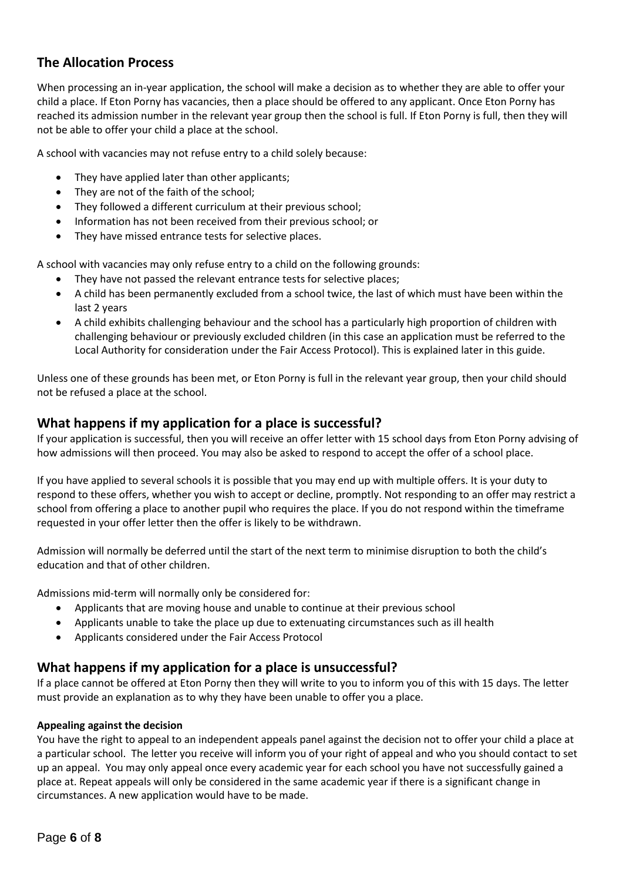## The Allocation Process

When processing an in-year application, the school will make a decision as to whether they are able to offer your child a place. If Eton Porny has vacancies, then a place should be offered to any applicant. Once Eton Porny has reached its admission number in the relevant year group then the school is full. If Eton Porny is full, then they will not be able to offer your child a place at the school.

A school with vacancies may not refuse entry to a child solely because:

- They have applied later than other applicants;
- They are not of the faith of the school;
- They followed a different curriculum at their previous school;
- Information has not been received from their previous school; or
- They have missed entrance tests for selective places.

A school with vacancies may only refuse entry to a child on the following grounds:

- They have not passed the relevant entrance tests for selective places;
- A child has been permanently excluded from a school twice, the last of which must have been within the last 2 years
- A child exhibits challenging behaviour and the school has a particularly high proportion of children with challenging behaviour or previously excluded children (in this case an application must be referred to the Local Authority for consideration under the Fair Access Protocol). This is explained later in this guide.

Unless one of these grounds has been met, or Eton Porny is full in the relevant year group, then your child should not be refused a place at the school.

## What happens if my application for a place is successful?

If your application is successful, then you will receive an offer letter with 15 school days from Eton Porny advising of how admissions will then proceed. You may also be asked to respond to accept the offer of a school place.

If you have applied to several schools it is possible that you may end up with multiple offers. It is your duty to respond to these offers, whether you wish to accept or decline, promptly. Not responding to an offer may restrict a school from offering a place to another pupil who requires the place. If you do not respond within the timeframe requested in your offer letter then the offer is likely to be withdrawn.

Admission will normally be deferred until the start of the next term to minimise disruption to both the child's education and that of other children.

Admissions mid-term will normally only be considered for:

- Applicants that are moving house and unable to continue at their previous school
- Applicants unable to take the place up due to extenuating circumstances such as ill health
- Applicants considered under the Fair Access Protocol

## What happens if my application for a place is unsuccessful?

If a place cannot be offered at Eton Porny then they will write to you to inform you of this with 15 days. The letter must provide an explanation as to why they have been unable to offer you a place.

**Appealing against the decision**

You have the right to appeal to an independent appeals panel against the decision not to offer your child a place at a particular school. The letter you receive will inform you of your right of appeal and who you should contact to set up an appeal. You may only appeal once every academic year for each school you have not successfully gained a place at. Repeat appeals will only be considered in the same academic year if there is a significant change in circumstances. A new application would have to be made.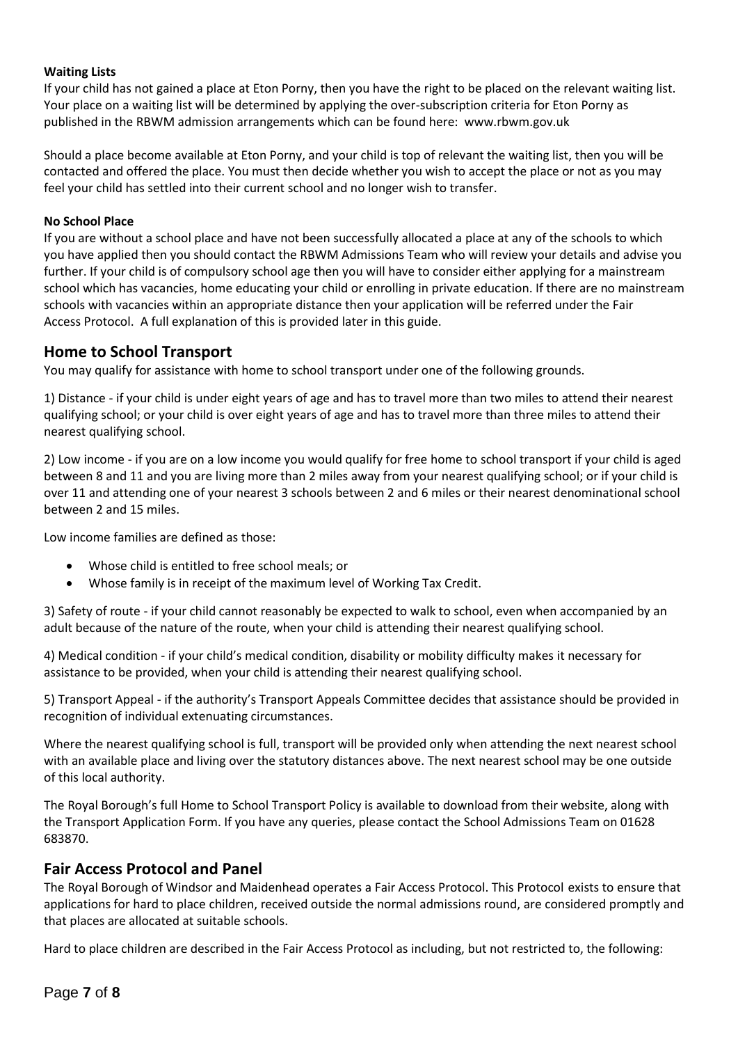**Waiting Lists**

If your child has not gained a place at Eton Porny, then you have the right to be placed on the relevant waiting list. Your place on a waiting list will be determined by applying the over-subscription criteria for Eton Porny as published in the RBWM admission arrangements which can be found here: www.rbwm.gov.uk

Should a place become available at Eton Porny, and your child is top of relevant the waiting list, then you will be contacted and offered the place. You must then decide whether you wish to accept the place or not as you may feel your child has settled into their current school and no longer wish to transfer.

**No School Place**

If you are without a school place and have not been successfully allocated a place at any of the schools to which you have applied then you should contact the RBWM Admissions Team who will review your details and advise you further. If your child is of compulsory school age then you will have to consider either applying for a mainstream school which has vacancies, home educating your child or enrolling in private education. If there are no mainstream schools with vacancies within an appropriate distance then your application will be referred under the Fair Access Protocol. A full explanation of this is provided later in this guide.

## Home to School Transport

You may qualify for assistance with home to school transport under one of the following grounds.

1) Distance - if your child is under eight years of age and has to travel more than two miles to attend their nearest qualifying school; or your child is over eight years of age and has to travel more than three miles to attend their nearest qualifying school.

2) Low income - if you are on a low income you would qualify for free home to school transport if your child is aged between 8 and 11 and you are living more than 2 miles away from your nearest qualifying school; or if your child is over 11 and attending one of your nearest 3 schools between 2 and 6 miles or their nearest denominational school between 2 and 15 miles.

Low income families are defined as those:

- Whose child is entitled to free school meals; or
- Whose family is in receipt of the maximum level of Working Tax Credit.

3) Safety of route - if your child cannot reasonably be expected to walk to school, even when accompanied by an adult because of the nature of the route, when your child is attending their nearest qualifying school.

4) Medical condition - if your child's medical condition, disability or mobility difficulty makes it necessary for assistance to be provided, when your child is attending their nearest qualifying school.

5) Transport Appeal - if the authority's Transport Appeals Committee decides that assistance should be provided in recognition of individual extenuating circumstances.

Where the nearest qualifying school is full, transport will be provided only when attending the next nearest school with an available place and living over the statutory distances above. The next nearest school may be one outside of this local authority.

The Royal Borough's full Home to School Transport Policy is available to download from their website, along with the Transport Application Form. If you have any queries, please contact the School Admissions Team on 01628 683870.

## Fair Access Protocol and Panel

The Royal Borough of Windsor and Maidenhead operates a Fair Access Protocol. This Protocol exists to ensure that applications for hard to place children, received outside the normal admissions round, are considered promptly and that places are allocated at suitable schools.

Hard to place children are described in the Fair Access Protocol as including, but not restricted to, the following: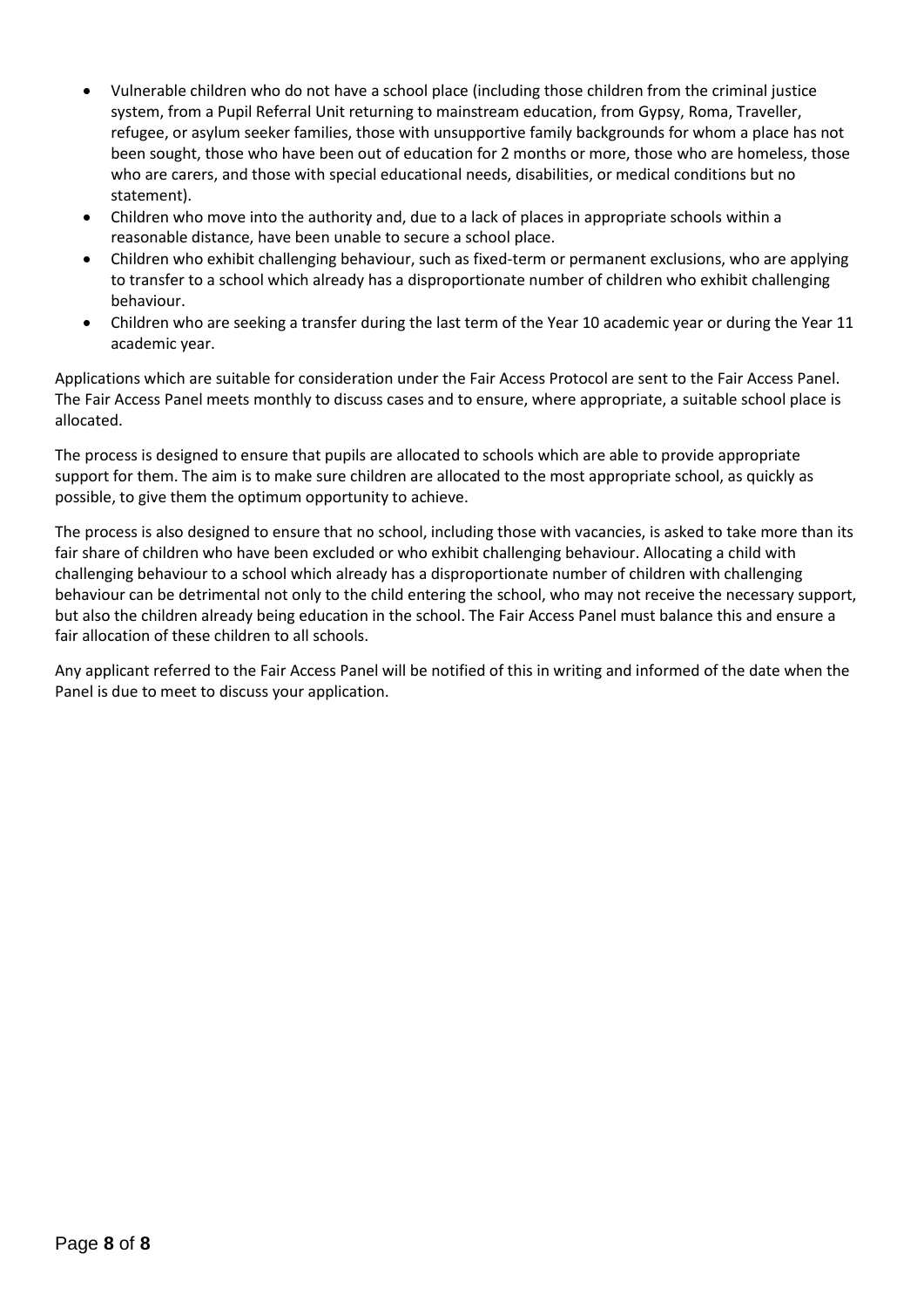- Vulnerable children who do not have a school place (including those children from the criminal justice system, from a Pupil Referral Unit returning to mainstream education, from Gypsy, Roma, Traveller, refugee, or asylum seeker families, those with unsupportive family backgrounds for whom a place has not been sought, those who have been out of education for 2 months or more, those who are homeless, those who are carers, and those with special educational needs, disabilities, or medical conditions but no statement).
- Children who move into the authority and, due to a lack of places in appropriate schools within a reasonable distance, have been unable to secure a school place.
- Children who exhibit challenging behaviour, such as fixed-term or permanent exclusions, who are applying to transfer to a school which already has a disproportionate number of children who exhibit challenging behaviour.
- Children who are seeking a transfer during the last term of the Year 10 academic year or during the Year 11 academic year.

Applications which are suitable for consideration under the Fair Access Protocol are sent to the Fair Access Panel. The Fair Access Panel meets monthly to discuss cases and to ensure, where appropriate, a suitable school place is allocated.

The process is designed to ensure that pupils are allocated to schools which are able to provide appropriate support for them. The aim is to make sure children are allocated to the most appropriate school, as quickly as possible, to give them the optimum opportunity to achieve.

The process is also designed to ensure that no school, including those with vacancies, is asked to take more than its fair share of children who have been excluded or who exhibit challenging behaviour. Allocating a child with challenging behaviour to a school which already has a disproportionate number of children with challenging behaviour can be detrimental not only to the child entering the school, who may not receive the necessary support, but also the children already being education in the school. The Fair Access Panel must balance this and ensure a fair allocation of these children to all schools.

Any applicant referred to the Fair Access Panel will be notified of this in writing and informed of the date when the Panel is due to meet to discuss your application.